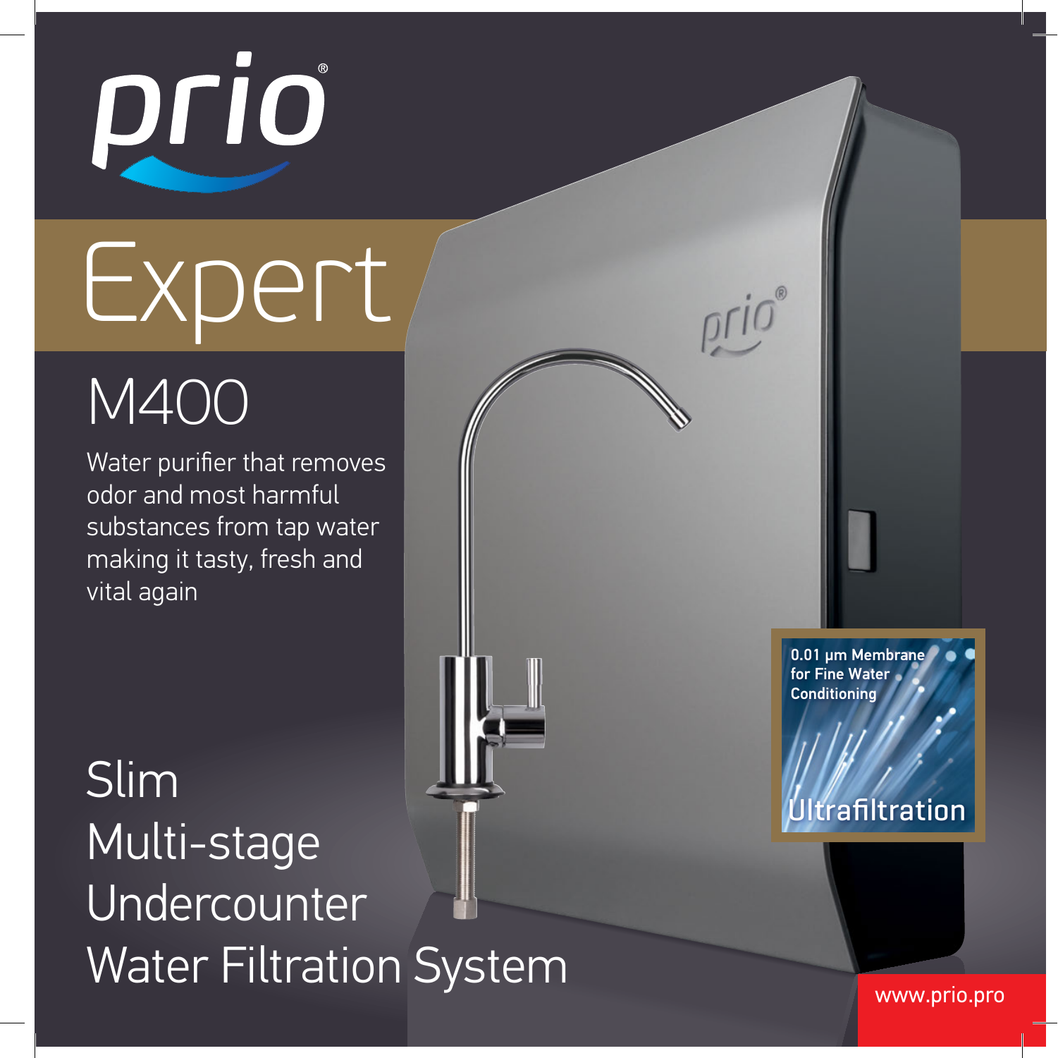# prio®

## Expert

## M400

Water purifier that removes odor and most harmful substances from tap water making it tasty, fresh and vital again

Slim
Multi-stage
Undercounter
Water Filtration System

0.01 µm Membrane for Fine Water Conditioning

Ultrafiltration

www.prio.pro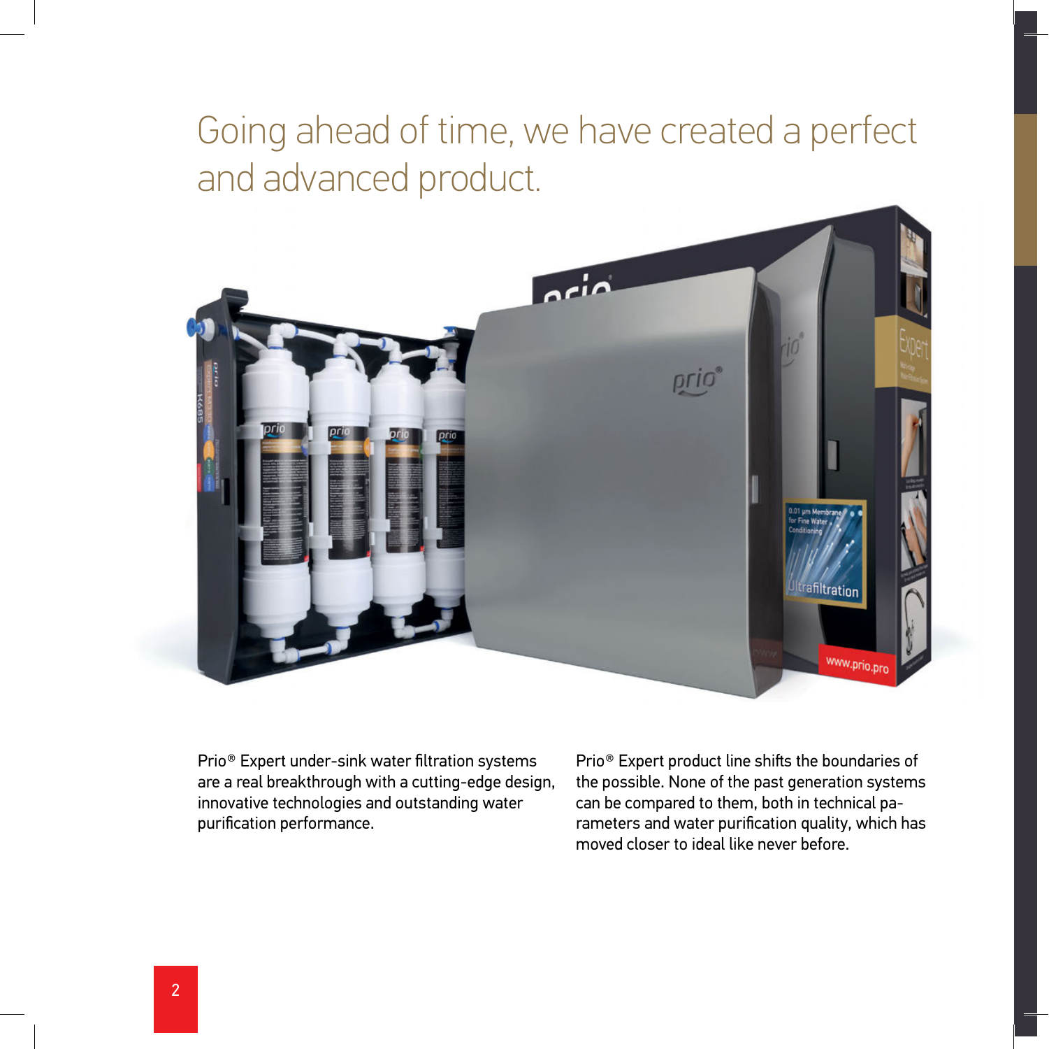# Going ahead of time, we have created a perfect and advanced product.

Prio® Expert under-sink water filtration systems are a real breakthrough with a cutting-edge design, innovative technologies and outstanding water purification performance.

Prio® Expert product line shifts the boundaries of the possible. None of the past generation systems can be compared to them, both in technical parameters and water purification quality, which has moved closer to ideal like never before.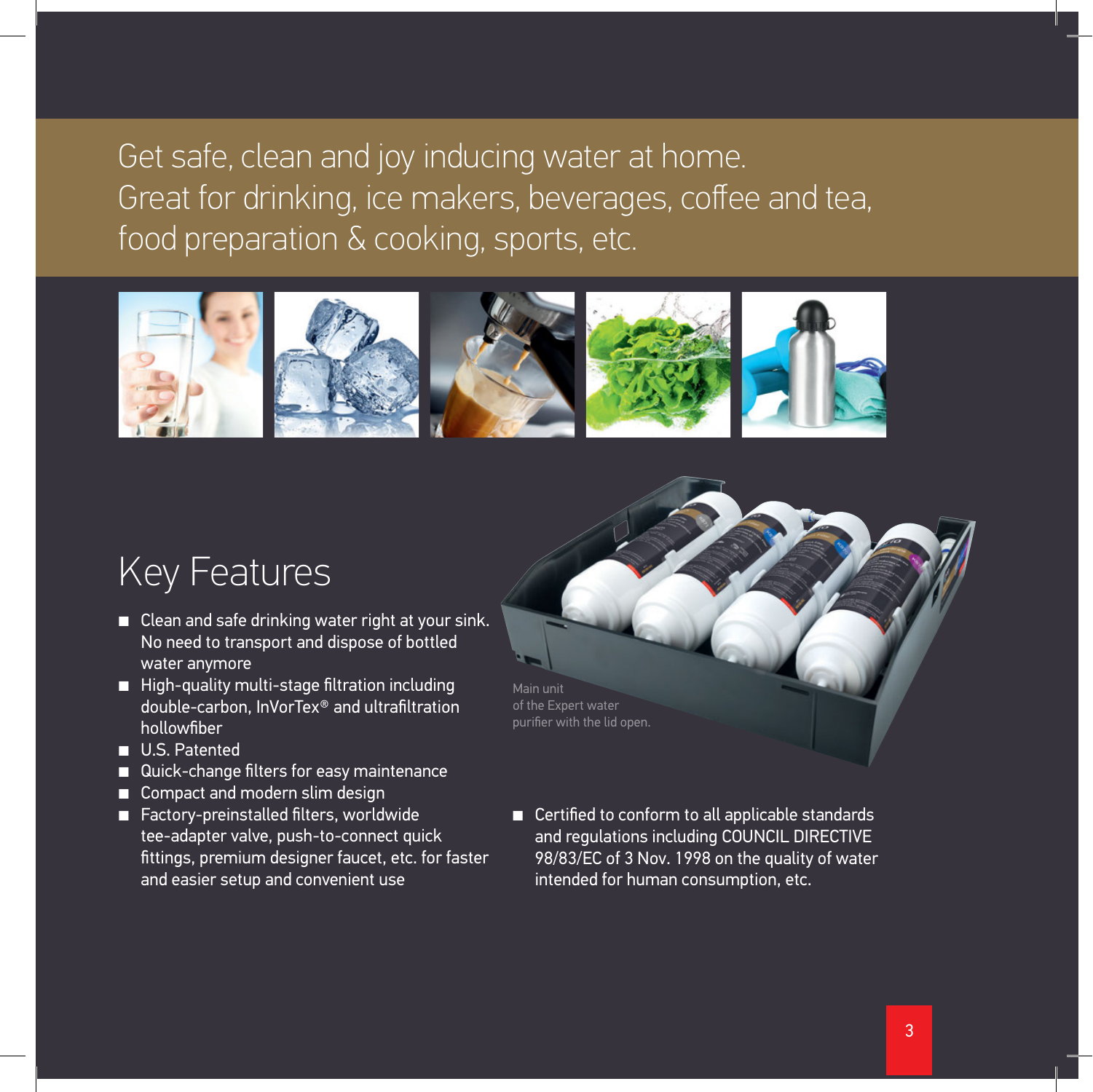Get safe, clean and joy inducing water at home.
Great for drinking, ice makers, beverages, coffee and tea, food preparation & cooking, sports, etc.

## Key Features

- Clean and safe drinking water right at your sink. No need to transport and dispose of bottled water anymore
- High-quality multi-stage filtration including double-carbon, InVorTex® and ultrafiltration hollowfiber
- U.S. Patented
- Quick-change filters for easy maintenance
- Compact and modern slim design
- Factory-preinstalled filters, worldwide tee-adapter valve, push-to-connect quick fittings, premium designer faucet, etc. for faster and easier setup and convenient use

Main unit of the Expert water purifier with the lid open.

- Certified to conform to all applicable standards and regulations including COUNCIL DIRECTIVE 98/83/EC of 3 Nov. 1998 on the quality of water intended for human consumption, etc.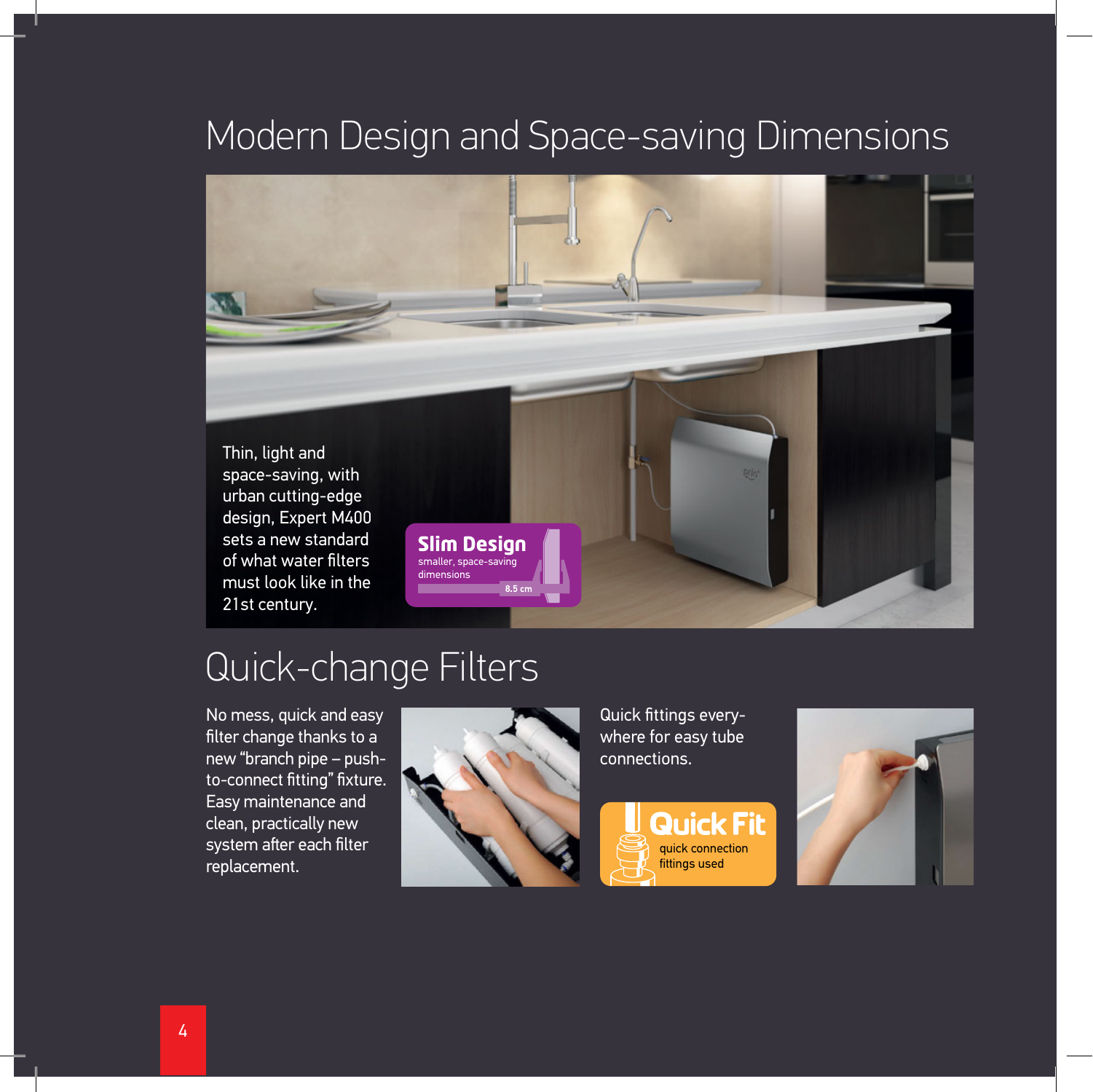# Modern Design and Space-saving Dimensions

Thin, light and space-saving, with urban cutting-edge design, Expert M400 sets a new standard of what water filters must look like in the 21st century.

**Slim Design**
smaller, space-saving dimensions
8.5 cm

# Quick-change Filters

No mess, quick and easy filter change thanks to a new "branch pipe – push-to-connect fitting" fixture. Easy maintenance and clean, practically new system after each filter replacement.

Quick fittings every-where for easy tube connections.

**Quick Fit**
quick connection fittings used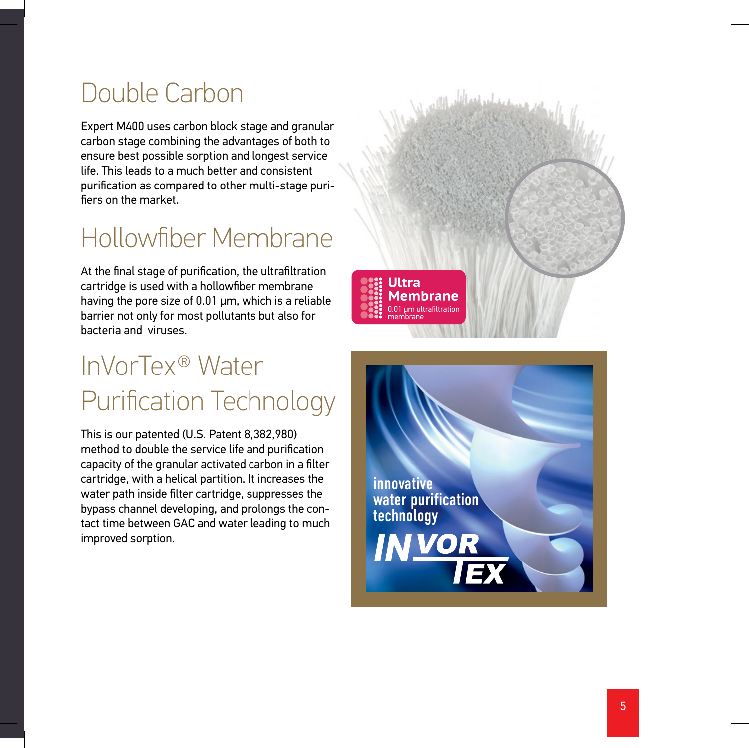# Double Carbon

Expert M400 uses carbon block stage and granular carbon stage combining the advantages of both to ensure best possible sorption and longest service life. This leads to a much better and consistent purification as compared to other multi-stage purifiers on the market.

# Hollowfiber Membrane

At the final stage of purification, the ultrafiltration cartridge is used with a hollowfiber membrane having the pore size of 0.01 μm, which is a reliable barrier not only for most pollutants but also for bacteria and viruses.

# InVorTex® Water Purification Technology

This is our patented (U.S. Patent 8,382,980) method to double the service life and purification capacity of the granular activated carbon in a filter cartridge, with a helical partition. It increases the water path inside filter cartridge, suppresses the bypass channel developing, and prolongs the contact time between GAC and water leading to much improved sorption.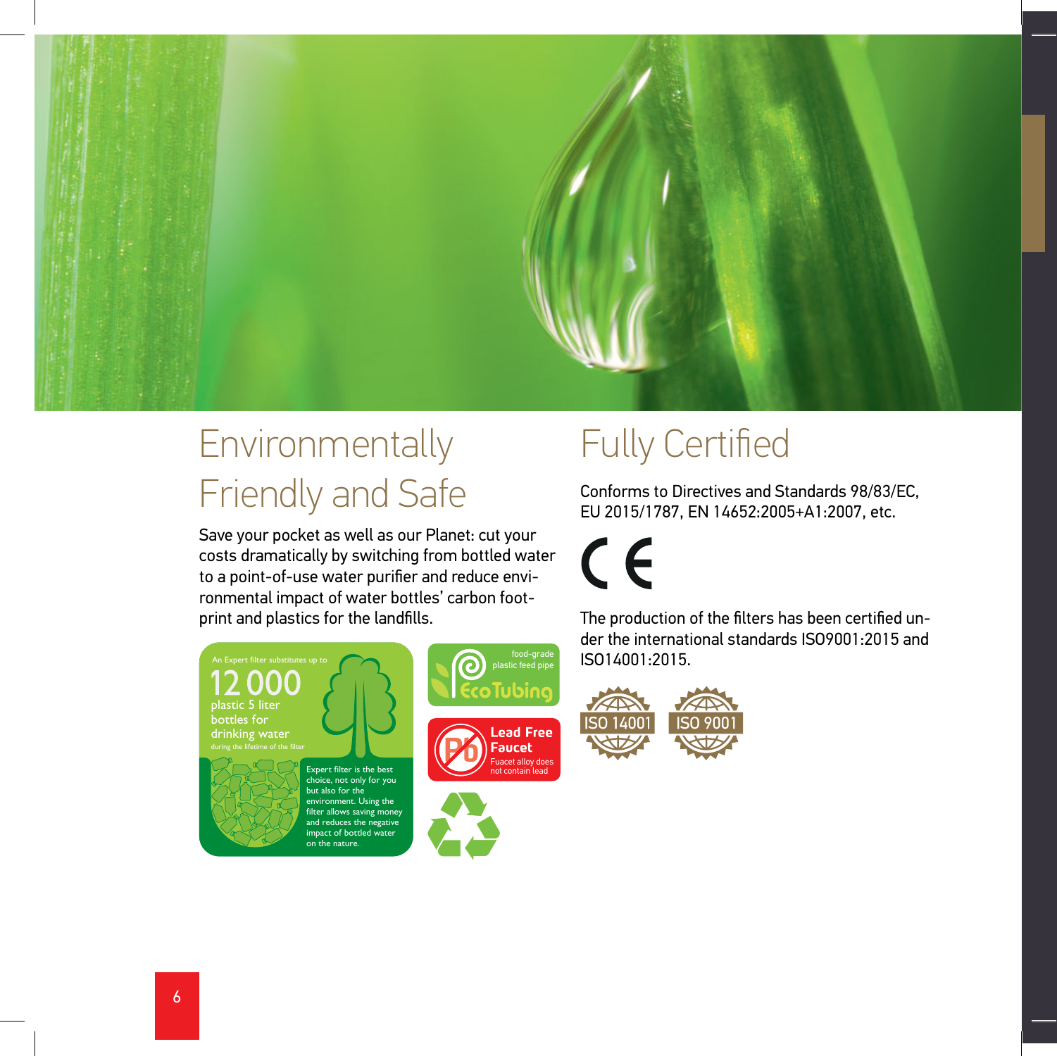# Environmentally Friendly and Safe

Save your pocket as well as our Planet: cut your costs dramatically by switching from bottled water to a point-of-use water purifier and reduce environmental impact of water bottles' carbon footprint and plastics for the landfills.

An Expert filter substitutes up to

**12 000**

plastic 5 liter bottles for drinking water

during the lifetime of the filter

Expert filter is the best choice, not only for you but also for the environment. Using the filter allows saving money and reduces the negative impact of bottled water on the nature.

food-grade plastic feed pipe

**EcoTubing**

**Lead Free Faucet**

Fuacet alloy does not contain lead

# Fully Certified

Conforms to Directives and Standards 98/83/EC, EU 2015/1787, EN 14652:2005+A1:2007, etc.

CE

The production of the filters has been certified under the international standards ISO9001:2015 and ISO14001:2015.

ISO 14001 ISO 9001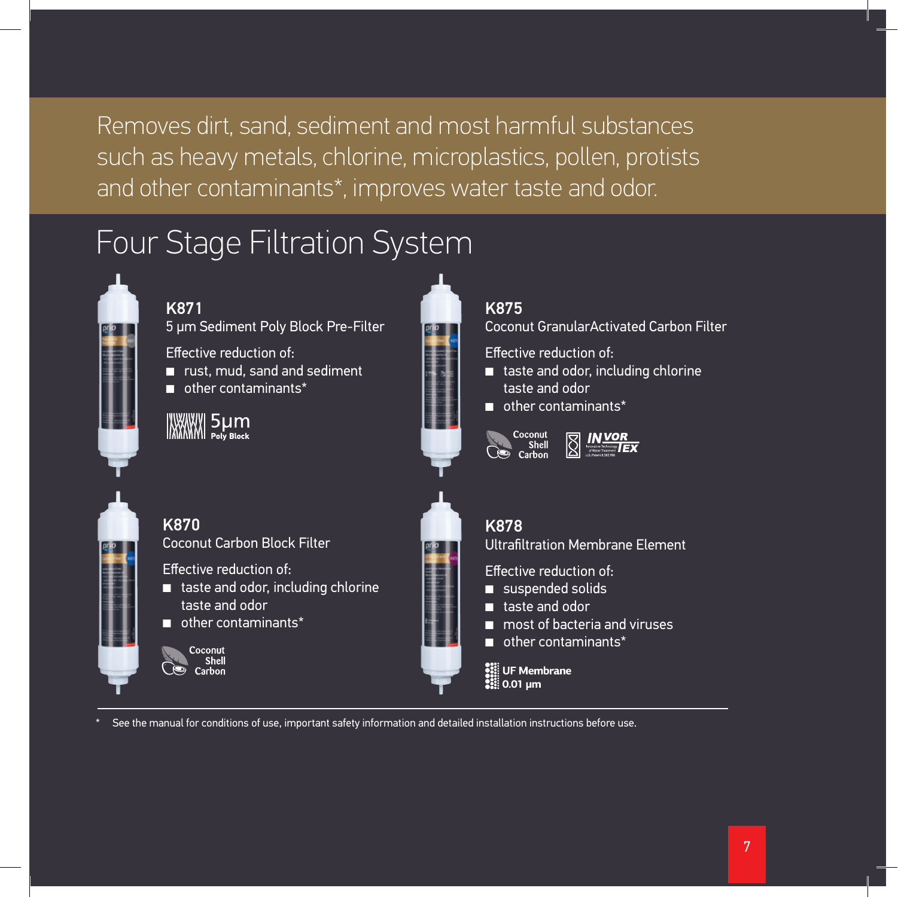Removes dirt, sand, sediment and most harmful substances such as heavy metals, chlorine, microplastics, pollen, protists and other contaminants*, improves water taste and odor.

# Four Stage Filtration System

### K871

5 µm Sediment Poly Block Pre-Filter

Effective reduction of:

- rust, mud, sand and sediment
- other contaminants*

5µm Poly Block

### K875

Coconut GranularActivated Carbon Filter

Effective reduction of:

- taste and odor, including chlorine taste and odor
- other contaminants*

Coconut Shell Carbon

INVORTEX

### K870

Coconut Carbon Block Filter

Effective reduction of:

- taste and odor, including chlorine taste and odor
- other contaminants*

Coconut Shell Carbon

### K878

Ultrafiltration Membrane Element

Effective reduction of:

- suspended solids
- taste and odor
- most of bacteria and viruses
- other contaminants*

UF Membrane 0.01 µm

---

\* See the manual for conditions of use, important safety information and detailed installation instructions before use.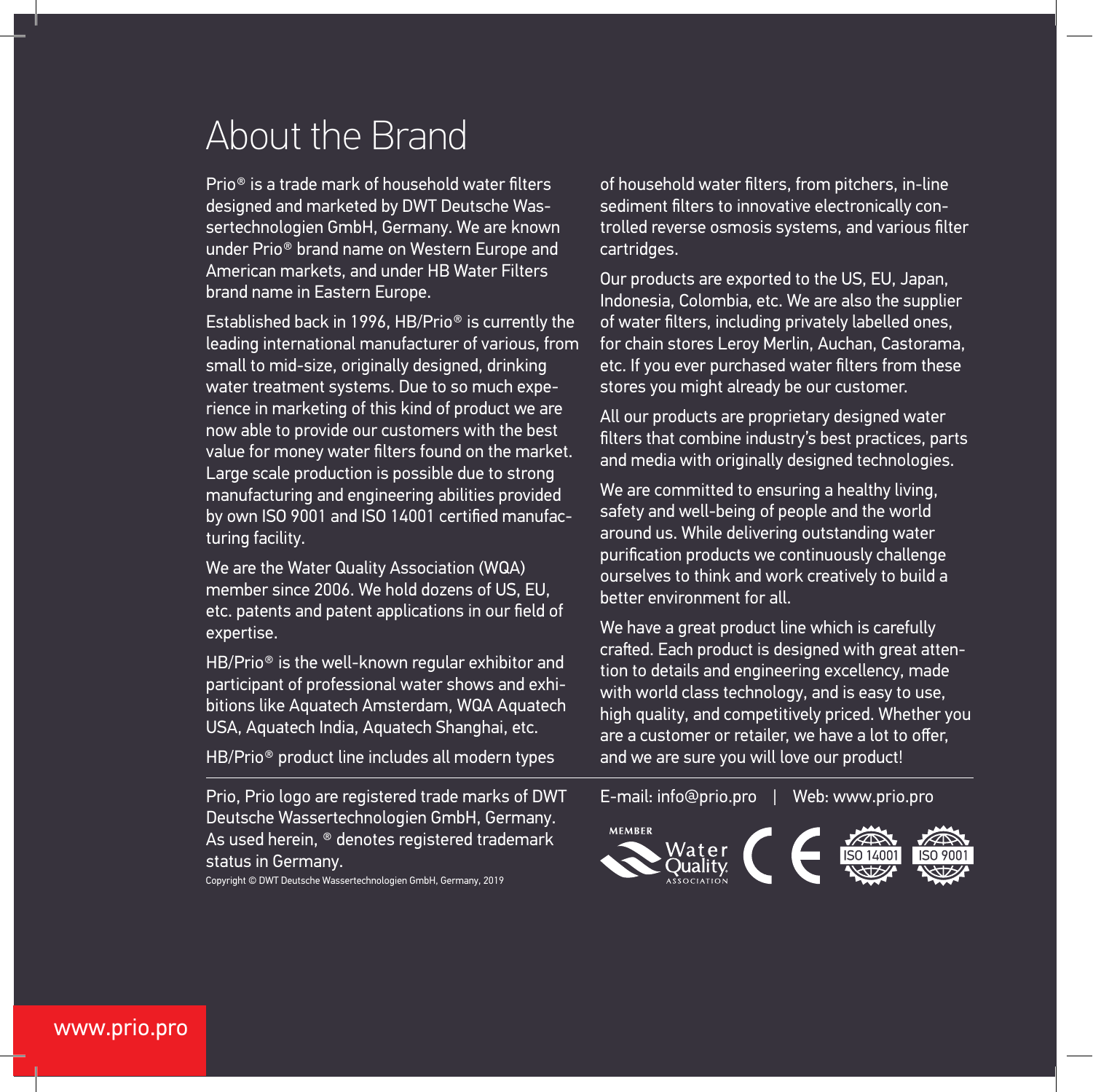# About the Brand

Prio® is a trade mark of household water filters designed and marketed by DWT Deutsche Wassertechnologien GmbH, Germany. We are known under Prio® brand name on Western Europe and American markets, and under HB Water Filters brand name in Eastern Europe.

Established back in 1996, HB/Prio® is currently the leading international manufacturer of various, from small to mid-size, originally designed, drinking water treatment systems. Due to so much experience in marketing of this kind of product we are now able to provide our customers with the best value for money water filters found on the market. Large scale production is possible due to strong manufacturing and engineering abilities provided by own ISO 9001 and ISO 14001 certified manufacturing facility.

We are the Water Quality Association (WQA) member since 2006. We hold dozens of US, EU, etc. patents and patent applications in our field of expertise.

HB/Prio® is the well-known regular exhibitor and participant of professional water shows and exhibitions like Aquatech Amsterdam, WQA Aquatech USA, Aquatech India, Aquatech Shanghai, etc.

HB/Prio® product line includes all modern types of household water filters, from pitchers, in-line sediment filters to innovative electronically controlled reverse osmosis systems, and various filter cartridges.

Our products are exported to the US, EU, Japan, Indonesia, Colombia, etc. We are also the supplier of water filters, including privately labelled ones, for chain stores Leroy Merlin, Auchan, Castorama, etc. If you ever purchased water filters from these stores you might already be our customer.

All our products are proprietary designed water filters that combine industry's best practices, parts and media with originally designed technologies.

We are committed to ensuring a healthy living, safety and well-being of people and the world around us. While delivering outstanding water purification products we continuously challenge ourselves to think and work creatively to build a better environment for all.

We have a great product line which is carefully crafted. Each product is designed with great attention to details and engineering excellency, made with world class technology, and is easy to use, high quality, and competitively priced. Whether you are a customer or retailer, we have a lot to offer, and we are sure you will love our product!

---

Prio, Prio logo are registered trade marks of DWT Deutsche Wassertechnologien GmbH, Germany. As used herein, ® denotes registered trademark status in Germany.

Copyright © DWT Deutsche Wassertechnologien GmbH, Germany, 2019

E-mail: info@prio.pro | Web: www.prio.pro

MEMBER Water Quality ASSOCIATION

ISO 14001

ISO 9001

www.prio.pro